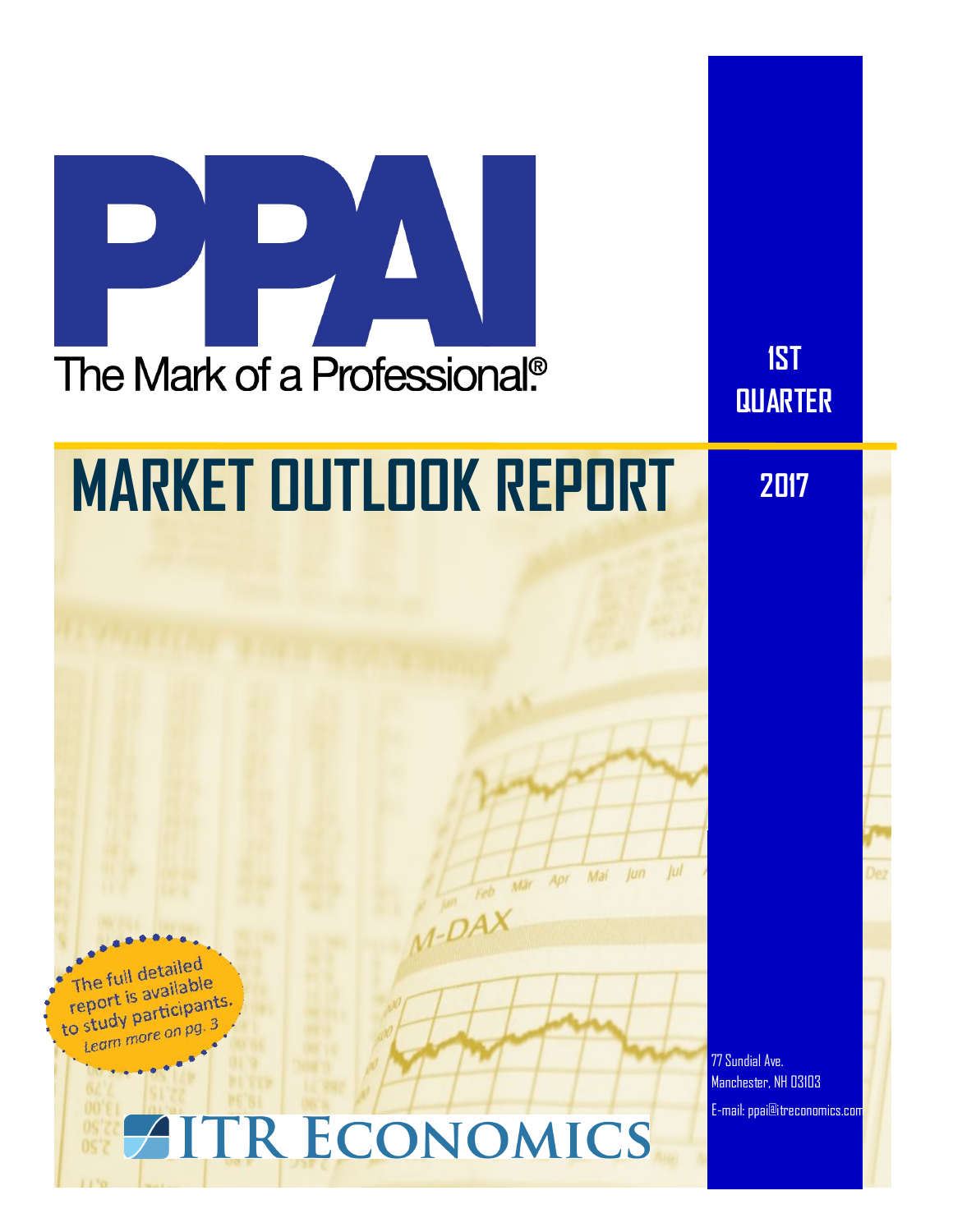# PPAI

The Mark of a Professional®

1ST QUARTER

# MARKET OUTLOOK REPORT

2017

The full detailed report is available to study participants. *Learn more on pg. 3*

ITR ECONOMICS

77 Sundial Ave.
Manchester, NH 03103
E-mail: ppai@itreconomics.com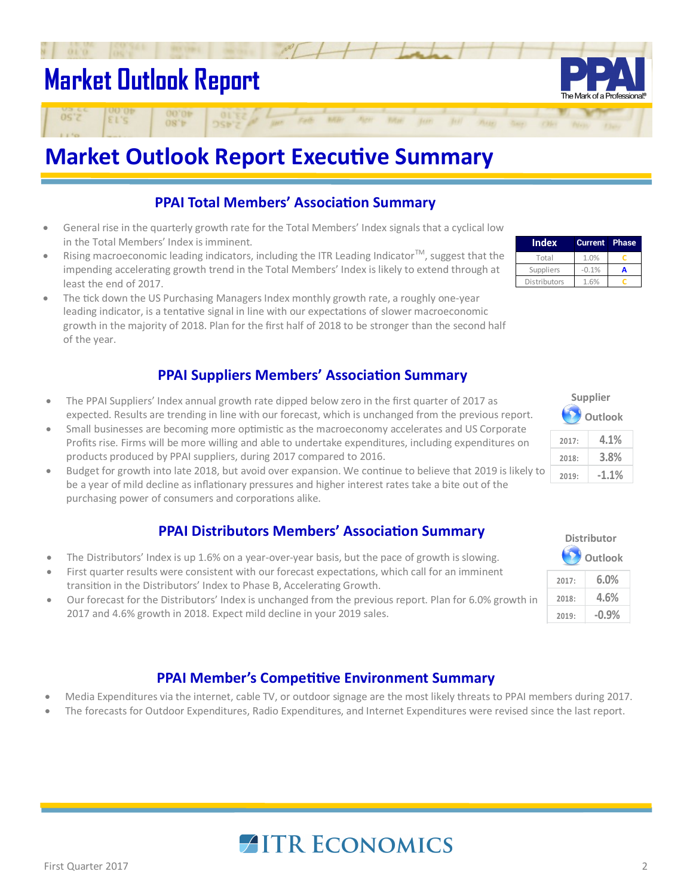# Market Outlook Report Executive Summary

## PPAI Total Members' Association Summary

- General rise in the quarterly growth rate for the Total Members' Index signals that a cyclical low in the Total Members' Index is imminent.
- Rising macroeconomic leading indicators, including the ITR Leading Indicator™, suggest that the impending accelerating growth trend in the Total Members' Index is likely to extend through at least the end of 2017.
- The tick down the US Purchasing Managers Index monthly growth rate, a roughly one-year leading indicator, is a tentative signal in line with our expectations of slower macroeconomic growth in the majority of 2018. Plan for the first half of 2018 to be stronger than the second half of the year.

| Index | Current | Phase |
|---|---|---|
| Total | 1.0% | C |
| Suppliers | -0.1% | A |
| Distributors | 1.6% | C |

## PPAI Suppliers Members' Association Summary

- The PPAI Suppliers' Index annual growth rate dipped below zero in the first quarter of 2017 as expected. Results are trending in line with our forecast, which is unchanged from the previous report.
- Small businesses are becoming more optimistic as the macroeconomy accelerates and US Corporate Profits rise. Firms will be more willing and able to undertake expenditures, including expenditures on products produced by PPAI suppliers, during 2017 compared to 2016.
- Budget for growth into late 2018, but avoid over expansion. We continue to believe that 2019 is likely to be a year of mild decline as inflationary pressures and higher interest rates take a bite out of the purchasing power of consumers and corporations alike.

| Supplier Outlook | |
|---|---|
| 2017: | 4.1% |
| 2018: | 3.8% |
| 2019: | -1.1% |

## PPAI Distributors Members' Association Summary

- The Distributors' Index is up 1.6% on a year-over-year basis, but the pace of growth is slowing.
- First quarter results were consistent with our forecast expectations, which call for an imminent transition in the Distributors' Index to Phase B, Accelerating Growth.
- Our forecast for the Distributors' Index is unchanged from the previous report. Plan for 6.0% growth in 2017 and 4.6% growth in 2018. Expect mild decline in your 2019 sales.

| Distributor Outlook | |
|---|---|
| 2017: | 6.0% |
| 2018: | 4.6% |
| 2019: | -0.9% |

## PPAI Member's Competitive Environment Summary

- Media Expenditures via the internet, cable TV, or outdoor signage are the most likely threats to PPAI members during 2017.
- The forecasts for Outdoor Expenditures, Radio Expenditures, and Internet Expenditures were revised since the last report.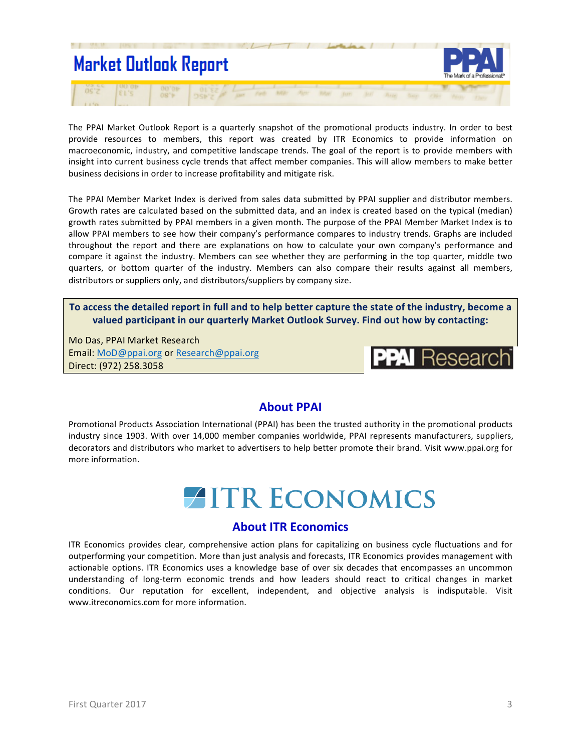# Market Outlook Report

The PPAI Market Outlook Report is a quarterly snapshot of the promotional products industry. In order to best provide resources to members, this report was created by ITR Economics to provide information on macroeconomic, industry, and competitive landscape trends. The goal of the report is to provide members with insight into current business cycle trends that affect member companies. This will allow members to make better business decisions in order to increase profitability and mitigate risk.

The PPAI Member Market Index is derived from sales data submitted by PPAI supplier and distributor members. Growth rates are calculated based on the submitted data, and an index is created based on the typical (median) growth rates submitted by PPAI members in a given month. The purpose of the PPAI Member Market Index is to allow PPAI members to see how their company's performance compares to industry trends. Graphs are included throughout the report and there are explanations on how to calculate your own company's performance and compare it against the industry. Members can see whether they are performing in the top quarter, middle two quarters, or bottom quarter of the industry. Members can also compare their results against all members, distributors or suppliers only, and distributors/suppliers by company size.

**To access the detailed report in full and to help better capture the state of the industry, become a valued participant in our quarterly Market Outlook Survey. Find out how by contacting:**

Mo Das, PPAI Market Research
Email: MoD@ppai.org or Research@ppai.org
Direct: (972) 258.3058

PPAI Research

## About PPAI

Promotional Products Association International (PPAI) has been the trusted authority in the promotional products industry since 1903. With over 14,000 member companies worldwide, PPAI represents manufacturers, suppliers, decorators and distributors who market to advertisers to help better promote their brand. Visit www.ppai.org for more information.

ITR ECONOMICS

## About ITR Economics

ITR Economics provides clear, comprehensive action plans for capitalizing on business cycle fluctuations and for outperforming your competition. More than just analysis and forecasts, ITR Economics provides management with actionable options. ITR Economics uses a knowledge base of over six decades that encompasses an uncommon understanding of long-term economic trends and how leaders should react to critical changes in market conditions. Our reputation for excellent, independent, and objective analysis is indisputable. Visit www.itreconomics.com for more information.